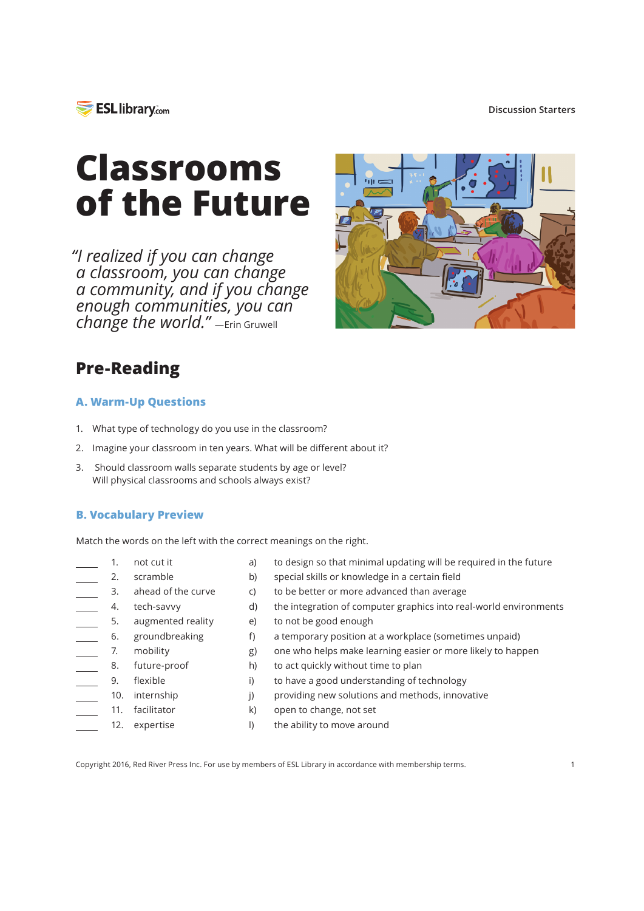# Classrooms of the Future

*"I realized if you can change a classroom, you can change a community, and if you change enough communities, you can change the world."* —Erin Gruwell

## Pre-Reading

### A. Warm-Up Questions

1. What type of technology do you use in the classroom?
2. Imagine your classroom in ten years. What will be different about it?
3. Should classroom walls separate students by age or level? Will physical classrooms and schools always exist?

### B. Vocabulary Preview

Match the words on the left with the correct meanings on the right.

| | | | |
|---|---|---|---|
| ____ | 1. not cut it | a) | to design so that minimal updating will be required in the future |
| ____ | 2. scramble | b) | special skills or knowledge in a certain field |
| ____ | 3. ahead of the curve | c) | to be better or more advanced than average |
| ____ | 4. tech-savvy | d) | the integration of computer graphics into real-world environments |
| ____ | 5. augmented reality | e) | to not be good enough |
| ____ | 6. groundbreaking | f) | a temporary position at a workplace (sometimes unpaid) |
| ____ | 7. mobility | g) | one who helps make learning easier or more likely to happen |
| ____ | 8. future-proof | h) | to act quickly without time to plan |
| ____ | 9. flexible | i) | to have a good understanding of technology |
| ____ | 10. internship | j) | providing new solutions and methods, innovative |
| ____ | 11. facilitator | k) | open to change, not set |
| ____ | 12. expertise | l) | the ability to move around |

Copyright 2016, Red River Press Inc. For use by members of ESL Library in accordance with membership terms.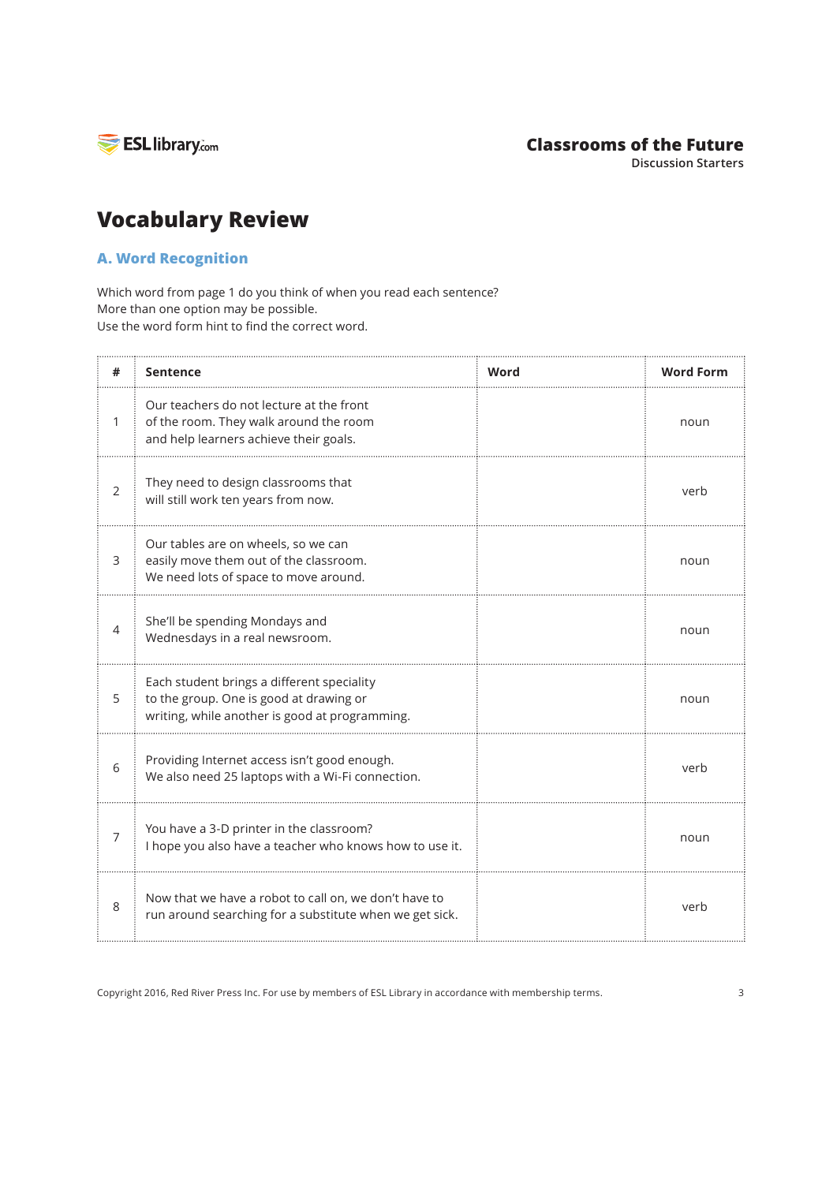# Vocabulary Review

## A. Word Recognition

Which word from page 1 do you think of when you read each sentence?
More than one option may be possible.
Use the word form hint to find the correct word.

| # | Sentence | Word | Word Form |
|---|---|---|---|
| 1 | Our teachers do not lecture at the front of the room. They walk around the room and help learners achieve their goals. | | noun |
| 2 | They need to design classrooms that will still work ten years from now. | | verb |
| 3 | Our tables are on wheels, so we can easily move them out of the classroom. We need lots of space to move around. | | noun |
| 4 | She'll be spending Mondays and Wednesdays in a real newsroom. | | noun |
| 5 | Each student brings a different speciality to the group. One is good at drawing or writing, while another is good at programming. | | noun |
| 6 | Providing Internet access isn't good enough. We also need 25 laptops with a Wi-Fi connection. | | verb |
| 7 | You have a 3-D printer in the classroom? I hope you also have a teacher who knows how to use it. | | noun |
| 8 | Now that we have a robot to call on, we don't have to run around searching for a substitute when we get sick. | | verb |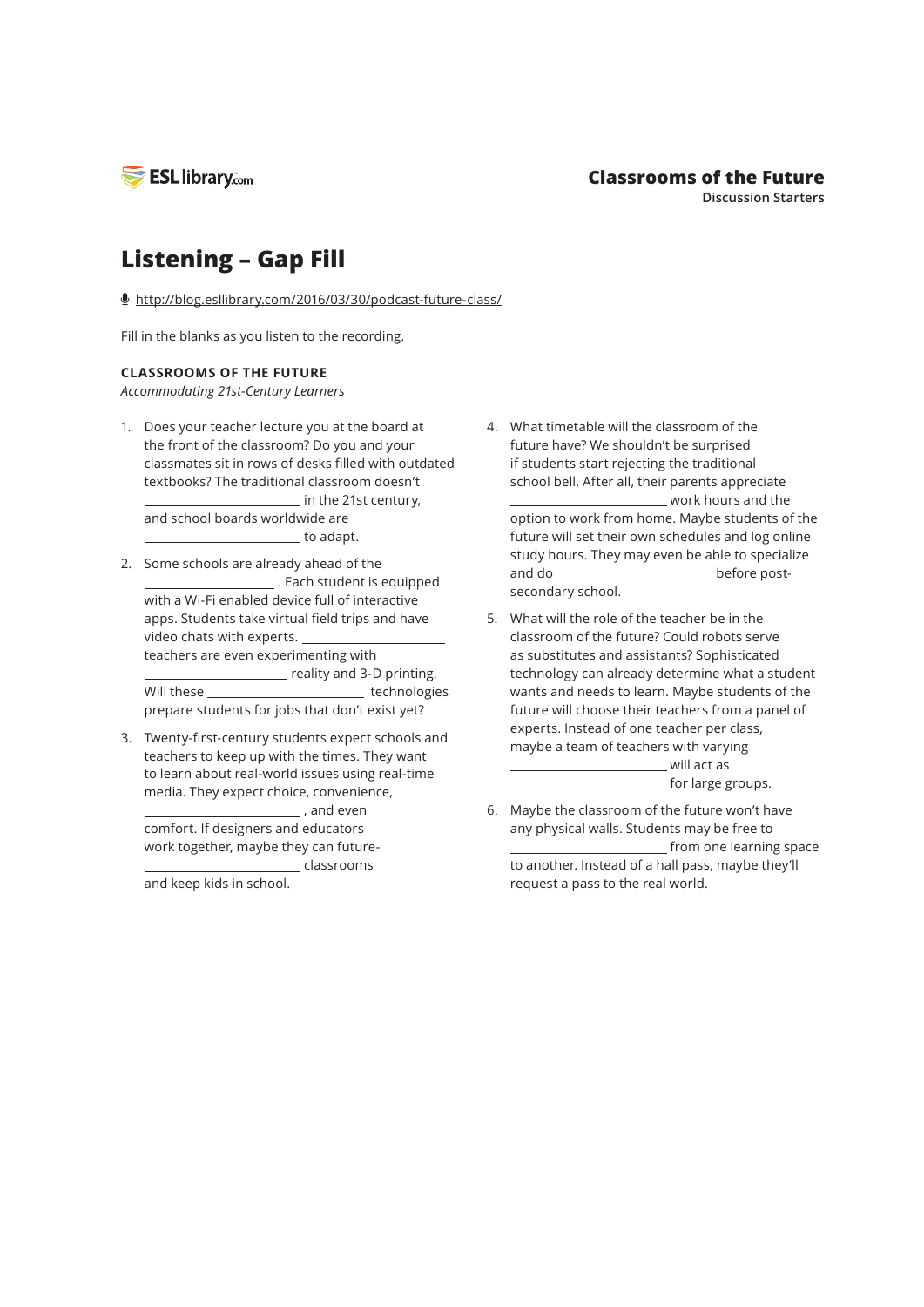## Listening – Gap Fill

🎙 http://blog.esllibrary.com/2016/03/30/podcast-future-class/

Fill in the blanks as you listen to the recording.

**CLASSROOMS OF THE FUTURE**
*Accommodating 21st-Century Learners*

1. Does your teacher lecture you at the board at the front of the classroom? Do you and your classmates sit in rows of desks filled with outdated textbooks? The traditional classroom doesn't ________________ in the 21st century, and school boards worldwide are ________________ to adapt.

2. Some schools are already ahead of the ________________ . Each student is equipped with a Wi-Fi enabled device full of interactive apps. Students take virtual field trips and have video chats with experts. ________________ teachers are even experimenting with ________________ reality and 3-D printing. Will these ________________ technologies prepare students for jobs that don't exist yet?

3. Twenty-first-century students expect schools and teachers to keep up with the times. They want to learn about real-world issues using real-time media. They expect choice, convenience, ________________ , and even comfort. If designers and educators work together, maybe they can future-________________ classrooms and keep kids in school.

4. What timetable will the classroom of the future have? We shouldn't be surprised if students start rejecting the traditional school bell. After all, their parents appreciate ________________ work hours and the option to work from home. Maybe students of the future will set their own schedules and log online study hours. They may even be able to specialize and do ________________ before post-secondary school.

5. What will the role of the teacher be in the classroom of the future? Could robots serve as substitutes and assistants? Sophisticated technology can already determine what a student wants and needs to learn. Maybe students of the future will choose their teachers from a panel of experts. Instead of one teacher per class, maybe a team of teachers with varying ________________ will act as ________________ for large groups.

6. Maybe the classroom of the future won't have any physical walls. Students may be free to ________________ from one learning space to another. Instead of a hall pass, maybe they'll request a pass to the real world.